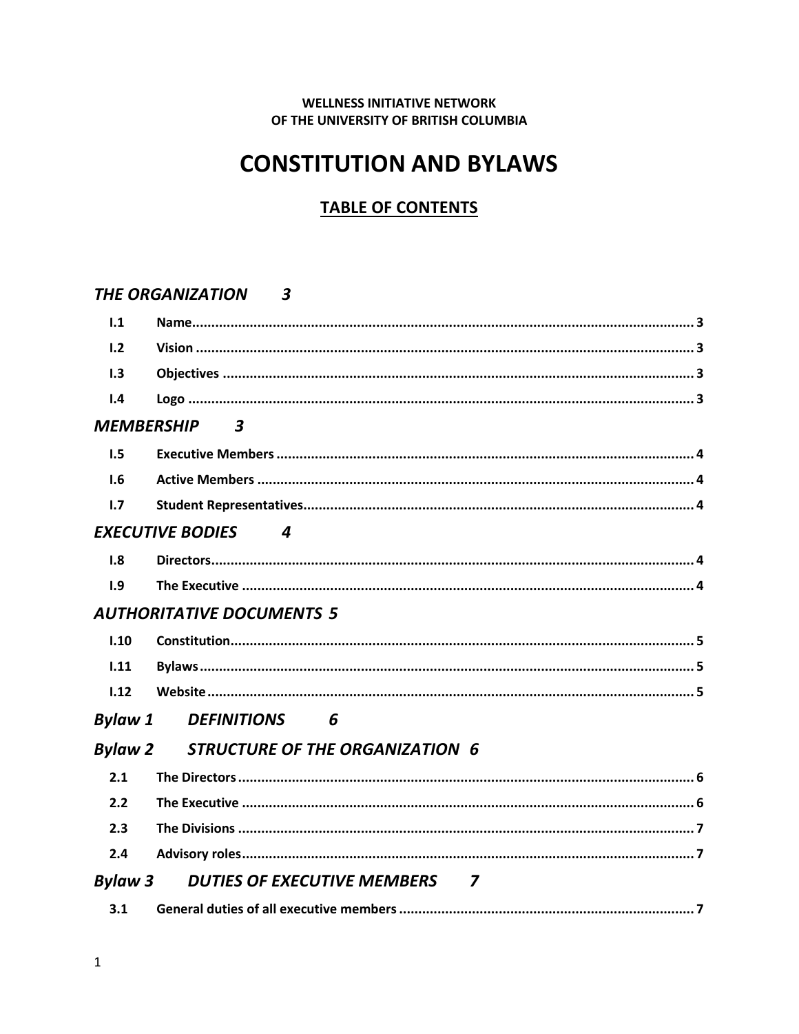**WELLNESS INITIATIVE NETWORK**
**OF THE UNIVERSITY OF BRITISH COLUMBIA**

# CONSTITUTION AND BYLAWS

## TABLE OF CONTENTS

***THE ORGANIZATION 3***

| | | |
|---|---|---|
| I.1 | Name | 3 |
| I.2 | Vision | 3 |
| I.3 | Objectives | 3 |
| I.4 | Logo | 3 |

***MEMBERSHIP 3***

| | | |
|---|---|---|
| I.5 | Executive Members | 4 |
| I.6 | Active Members | 4 |
| I.7 | Student Representatives | 4 |

***EXECUTIVE BODIES 4***

| | | |
|---|---|---|
| I.8 | Directors | 4 |
| I.9 | The Executive | 4 |

***AUTHORITATIVE DOCUMENTS 5***

| | | |
|---|---|---|
| I.10 | Constitution | 5 |
| I.11 | Bylaws | 5 |
| I.12 | Website | 5 |

***Bylaw 1 DEFINITIONS 6***

***Bylaw 2 STRUCTURE OF THE ORGANIZATION 6***

| | | |
|---|---|---|
| 2.1 | The Directors | 6 |
| 2.2 | The Executive | 6 |
| 2.3 | The Divisions | 7 |
| 2.4 | Advisory roles | 7 |

***Bylaw 3 DUTIES OF EXECUTIVE MEMBERS 7***

| | | |
|---|---|---|
| 3.1 | General duties of all executive members | 7 |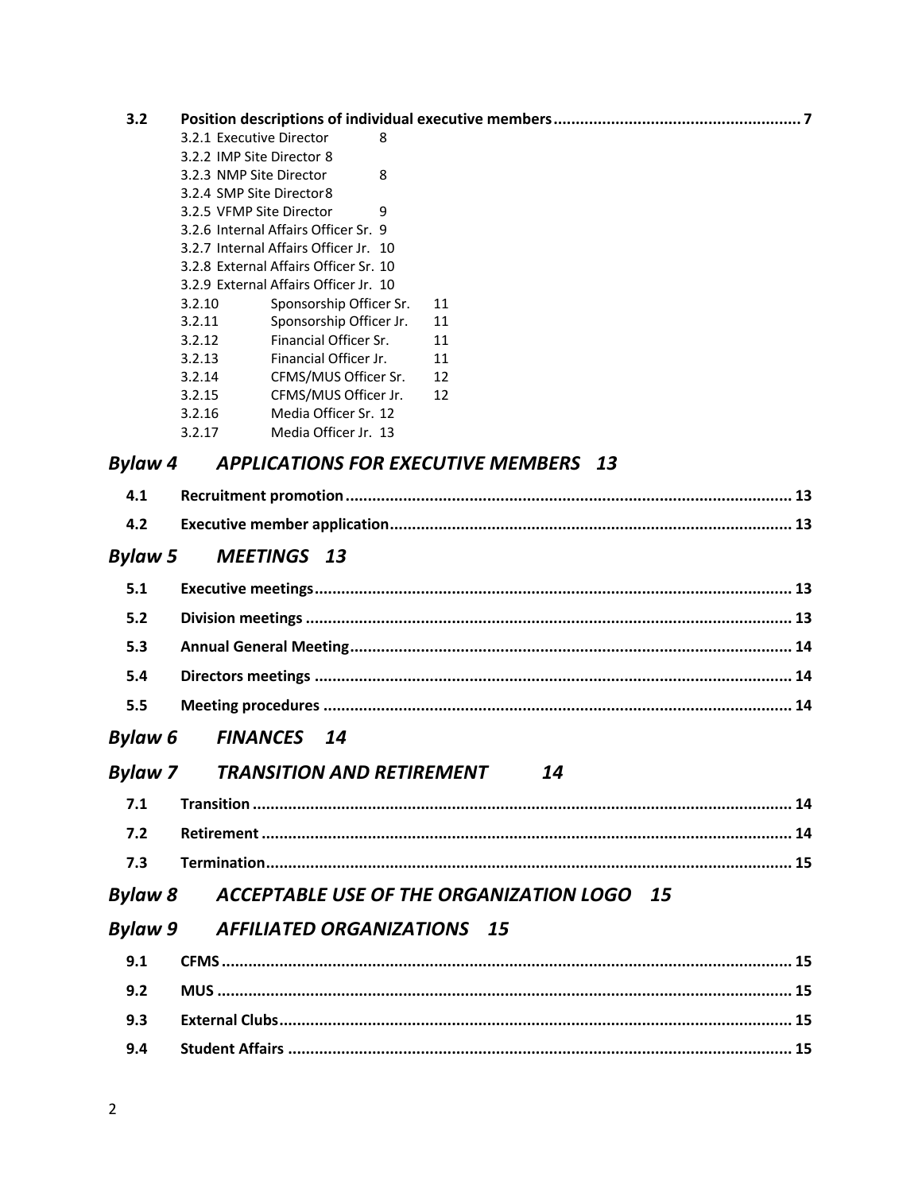**3.2 Position descriptions of individual executive members ........................................................ 7**

3.2.1 Executive Director 8
3.2.2 IMP Site Director 8
3.2.3 NMP Site Director 8
3.2.4 SMP Site Director 8
3.2.5 VFMP Site Director 9
3.2.6 Internal Affairs Officer Sr. 9
3.2.7 Internal Affairs Officer Jr. 10
3.2.8 External Affairs Officer Sr. 10
3.2.9 External Affairs Officer Jr. 10
3.2.10 Sponsorship Officer Sr. 11
3.2.11 Sponsorship Officer Jr. 11
3.2.12 Financial Officer Sr. 11
3.2.13 Financial Officer Jr. 11
3.2.14 CFMS/MUS Officer Sr. 12
3.2.15 CFMS/MUS Officer Jr. 12
3.2.16 Media Officer Sr. 12
3.2.17 Media Officer Jr. 13

## *Bylaw 4 APPLICATIONS FOR EXECUTIVE MEMBERS 13*

**4.1 Recruitment promotion ........................................................................................................ 13**

**4.2 Executive member application ........................................................................................... 13**

## *Bylaw 5 MEETINGS 13*

**5.1 Executive meetings ............................................................................................................ 13**

**5.2 Division meetings .............................................................................................................. 13**

**5.3 Annual General Meeting ................................................................................................... 14**

**5.4 Directors meetings ............................................................................................................ 14**

**5.5 Meeting procedures .......................................................................................................... 14**

## *Bylaw 6 FINANCES 14*

## *Bylaw 7 TRANSITION AND RETIREMENT 14*

**7.1 Transition .......................................................................................................................... 14**

**7.2 Retirement ......................................................................................................................... 14**

**7.3 Termination ....................................................................................................................... 15**

## *Bylaw 8 ACCEPTABLE USE OF THE ORGANIZATION LOGO 15*

## *Bylaw 9 AFFILIATED ORGANIZATIONS 15*

**9.1 CFMS ................................................................................................................................. 15**

**9.2 MUS ................................................................................................................................... 15**

**9.3 External Clubs ................................................................................................................... 15**

**9.4 Student Affairs .................................................................................................................. 15**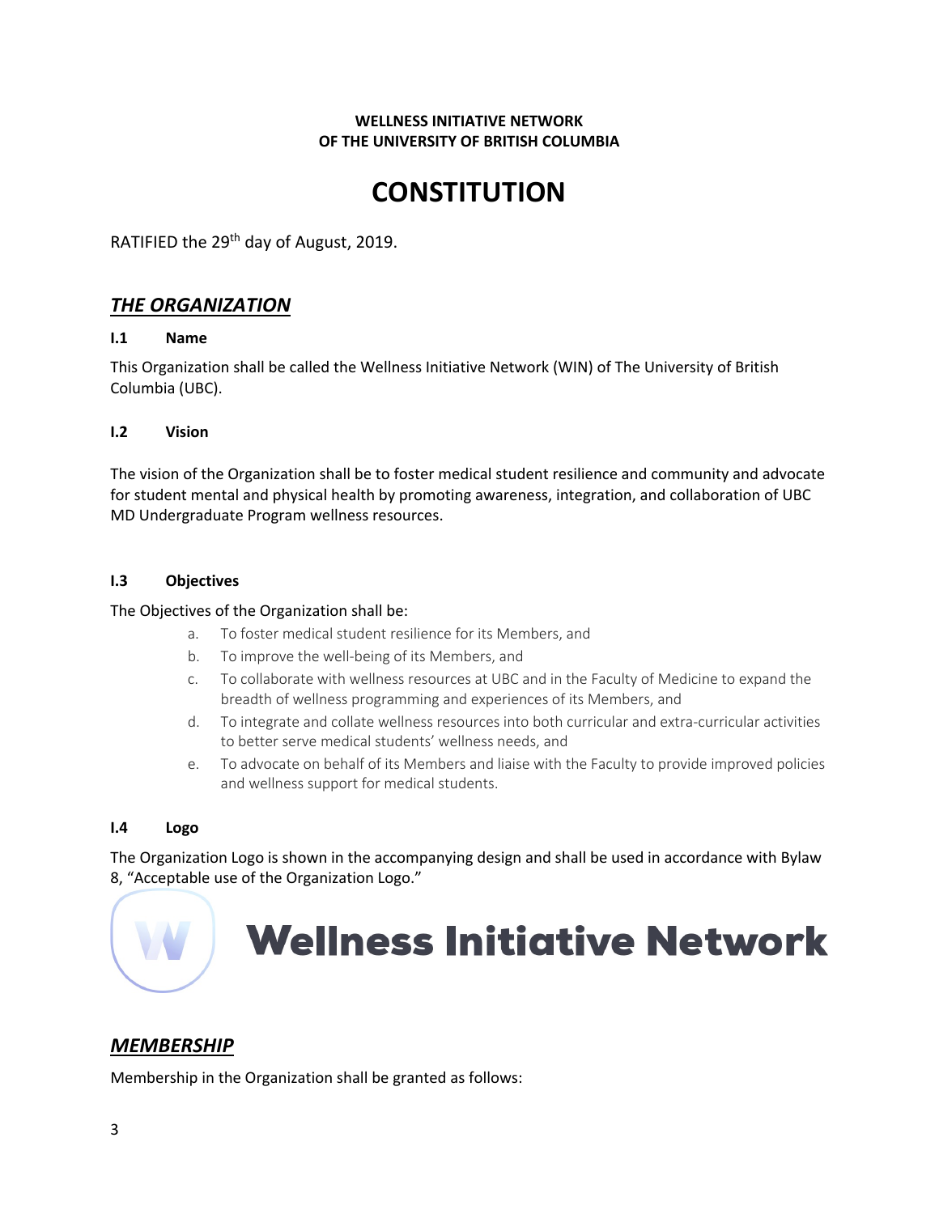**WELLNESS INITIATIVE NETWORK**
**OF THE UNIVERSITY OF BRITISH COLUMBIA**

# CONSTITUTION

RATIFIED the 29th day of August, 2019.

## *THE ORGANIZATION*

### I.1 Name

This Organization shall be called the Wellness Initiative Network (WIN) of The University of British Columbia (UBC).

### I.2 Vision

The vision of the Organization shall be to foster medical student resilience and community and advocate for student mental and physical health by promoting awareness, integration, and collaboration of UBC MD Undergraduate Program wellness resources.

### I.3 Objectives

The Objectives of the Organization shall be:

a. To foster medical student resilience for its Members, and
b. To improve the well-being of its Members, and
c. To collaborate with wellness resources at UBC and in the Faculty of Medicine to expand the breadth of wellness programming and experiences of its Members, and
d. To integrate and collate wellness resources into both curricular and extra-curricular activities to better serve medical students' wellness needs, and
e. To advocate on behalf of its Members and liaise with the Faculty to provide improved policies and wellness support for medical students.

### I.4 Logo

The Organization Logo is shown in the accompanying design and shall be used in accordance with Bylaw 8, "Acceptable use of the Organization Logo."

W Wellness Initiative Network

## *MEMBERSHIP*

Membership in the Organization shall be granted as follows: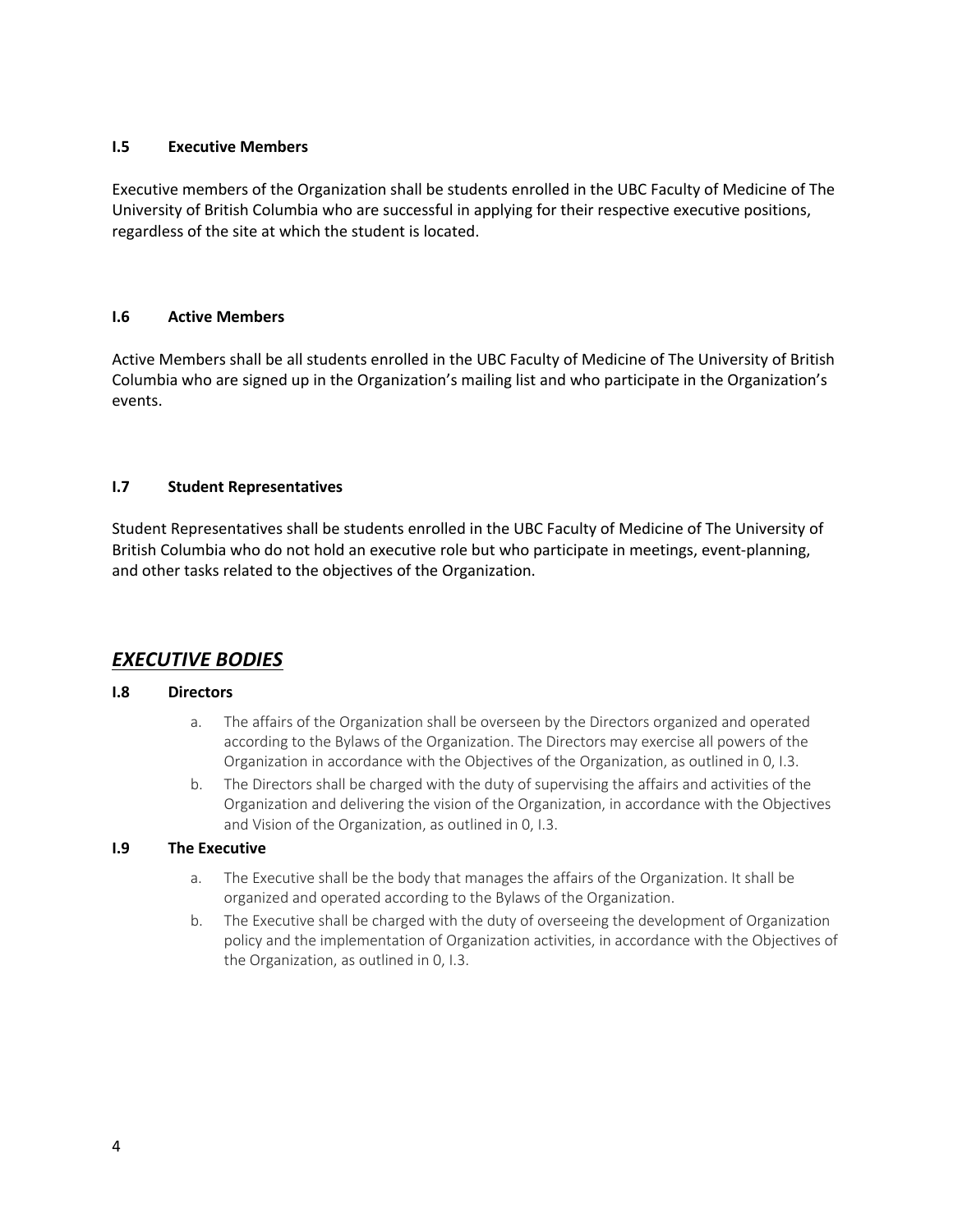### I.5 Executive Members

Executive members of the Organization shall be students enrolled in the UBC Faculty of Medicine of The University of British Columbia who are successful in applying for their respective executive positions, regardless of the site at which the student is located.

### I.6 Active Members

Active Members shall be all students enrolled in the UBC Faculty of Medicine of The University of British Columbia who are signed up in the Organization's mailing list and who participate in the Organization's events.

### I.7 Student Representatives

Student Representatives shall be students enrolled in the UBC Faculty of Medicine of The University of British Columbia who do not hold an executive role but who participate in meetings, event-planning, and other tasks related to the objectives of the Organization.

## ***EXECUTIVE BODIES***

### I.8 Directors

a. The affairs of the Organization shall be overseen by the Directors organized and operated according to the Bylaws of the Organization. The Directors may exercise all powers of the Organization in accordance with the Objectives of the Organization, as outlined in 0, I.3.

b. The Directors shall be charged with the duty of supervising the affairs and activities of the Organization and delivering the vision of the Organization, in accordance with the Objectives and Vision of the Organization, as outlined in 0, I.3.

### I.9 The Executive

a. The Executive shall be the body that manages the affairs of the Organization. It shall be organized and operated according to the Bylaws of the Organization.

b. The Executive shall be charged with the duty of overseeing the development of Organization policy and the implementation of Organization activities, in accordance with the Objectives of the Organization, as outlined in 0, I.3.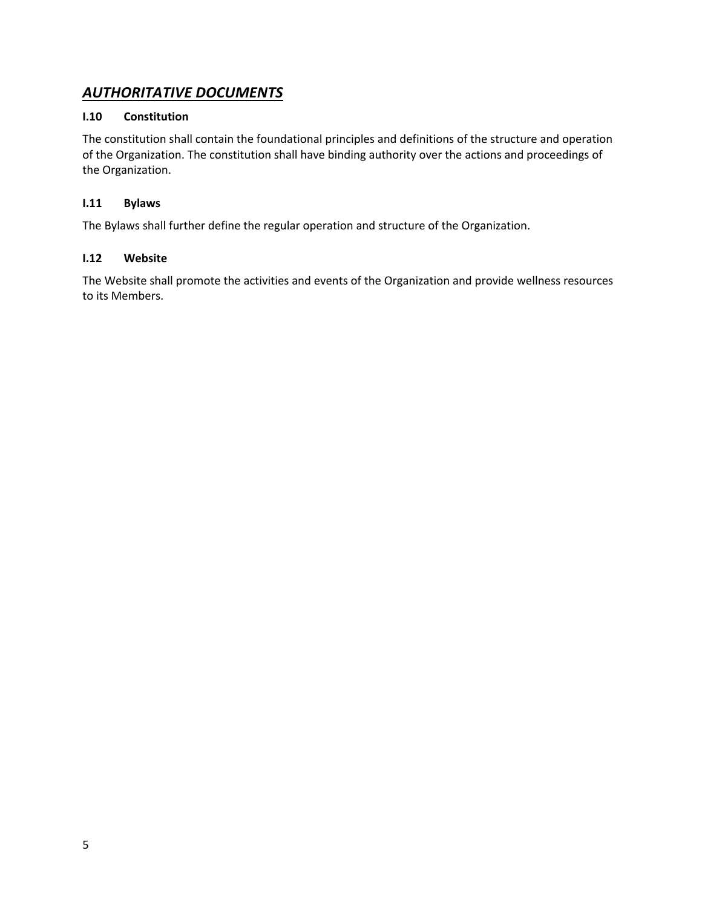## ***AUTHORITATIVE DOCUMENTS***

### I.10 Constitution

The constitution shall contain the foundational principles and definitions of the structure and operation of the Organization. The constitution shall have binding authority over the actions and proceedings of the Organization.

### I.11 Bylaws

The Bylaws shall further define the regular operation and structure of the Organization.

### I.12 Website

The Website shall promote the activities and events of the Organization and provide wellness resources to its Members.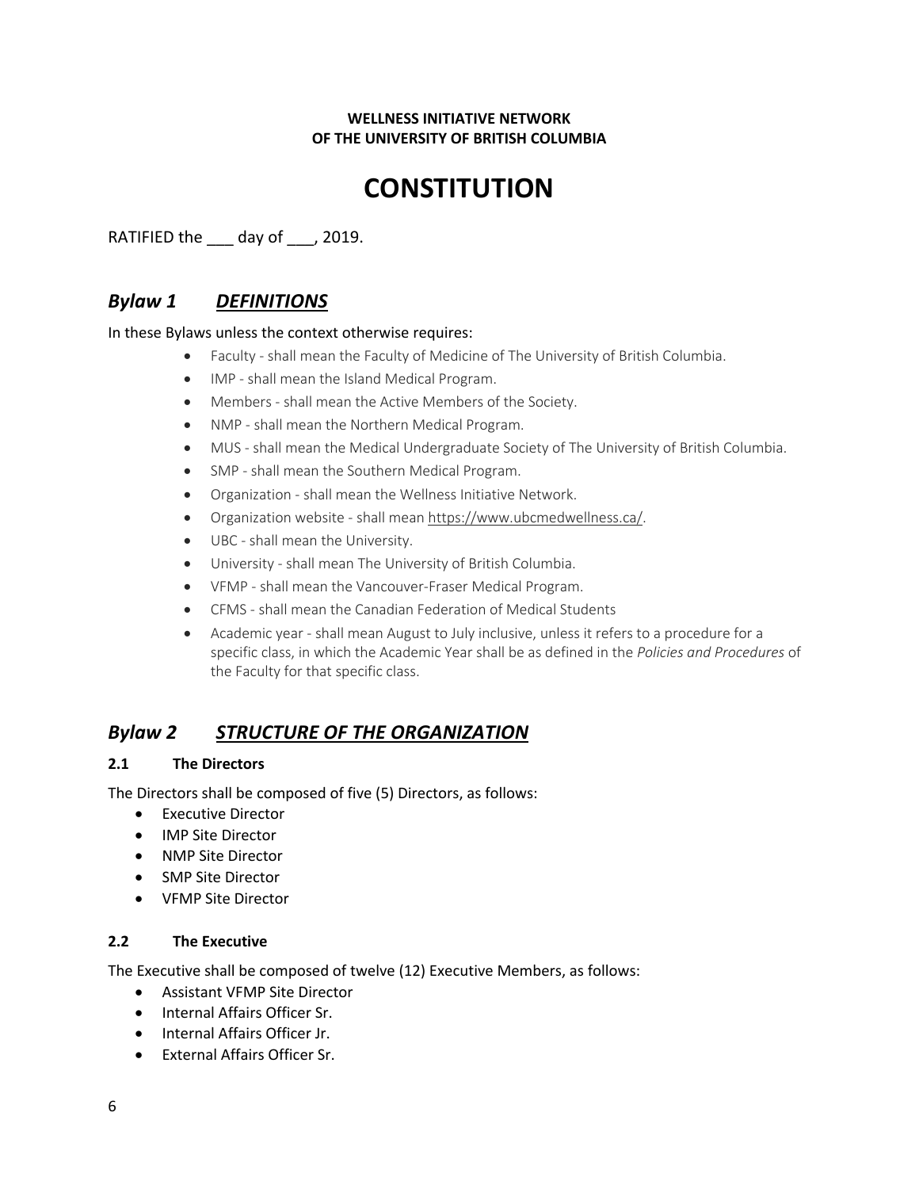**WELLNESS INITIATIVE NETWORK**
**OF THE UNIVERSITY OF BRITISH COLUMBIA**

# CONSTITUTION

RATIFIED the ___ day of ___, 2019.

## *Bylaw 1 DEFINITIONS*

In these Bylaws unless the context otherwise requires:

- Faculty - shall mean the Faculty of Medicine of The University of British Columbia.
- IMP - shall mean the Island Medical Program.
- Members - shall mean the Active Members of the Society.
- NMP - shall mean the Northern Medical Program.
- MUS - shall mean the Medical Undergraduate Society of The University of British Columbia.
- SMP - shall mean the Southern Medical Program.
- Organization - shall mean the Wellness Initiative Network.
- Organization website - shall mean https://www.ubcmedwellness.ca/.
- UBC - shall mean the University.
- University - shall mean The University of British Columbia.
- VFMP - shall mean the Vancouver-Fraser Medical Program.
- CFMS - shall mean the Canadian Federation of Medical Students
- Academic year - shall mean August to July inclusive, unless it refers to a procedure for a specific class, in which the Academic Year shall be as defined in the *Policies and Procedures* of the Faculty for that specific class.

## *Bylaw 2 STRUCTURE OF THE ORGANIZATION*

### 2.1 The Directors

The Directors shall be composed of five (5) Directors, as follows:

- Executive Director
- IMP Site Director
- NMP Site Director
- SMP Site Director
- VFMP Site Director

### 2.2 The Executive

The Executive shall be composed of twelve (12) Executive Members, as follows:

- Assistant VFMP Site Director
- Internal Affairs Officer Sr.
- Internal Affairs Officer Jr.
- External Affairs Officer Sr.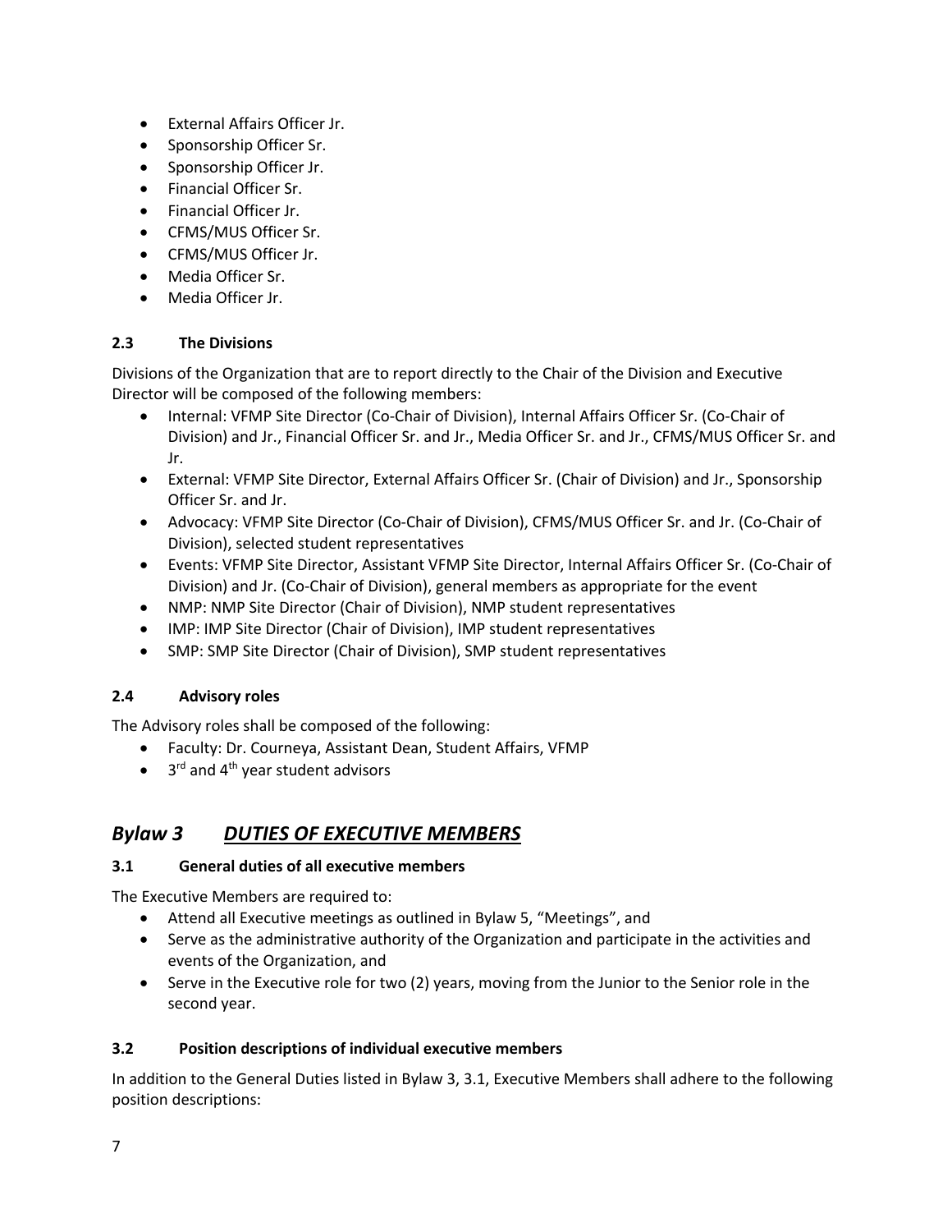- External Affairs Officer Jr.
- Sponsorship Officer Sr.
- Sponsorship Officer Jr.
- Financial Officer Sr.
- Financial Officer Jr.
- CFMS/MUS Officer Sr.
- CFMS/MUS Officer Jr.
- Media Officer Sr.
- Media Officer Jr.

### 2.3 The Divisions

Divisions of the Organization that are to report directly to the Chair of the Division and Executive Director will be composed of the following members:

- Internal: VFMP Site Director (Co-Chair of Division), Internal Affairs Officer Sr. (Co-Chair of Division) and Jr., Financial Officer Sr. and Jr., Media Officer Sr. and Jr., CFMS/MUS Officer Sr. and Jr.
- External: VFMP Site Director, External Affairs Officer Sr. (Chair of Division) and Jr., Sponsorship Officer Sr. and Jr.
- Advocacy: VFMP Site Director (Co-Chair of Division), CFMS/MUS Officer Sr. and Jr. (Co-Chair of Division), selected student representatives
- Events: VFMP Site Director, Assistant VFMP Site Director, Internal Affairs Officer Sr. (Co-Chair of Division) and Jr. (Co-Chair of Division), general members as appropriate for the event
- NMP: NMP Site Director (Chair of Division), NMP student representatives
- IMP: IMP Site Director (Chair of Division), IMP student representatives
- SMP: SMP Site Director (Chair of Division), SMP student representatives

### 2.4 Advisory roles

The Advisory roles shall be composed of the following:

- Faculty: Dr. Courneya, Assistant Dean, Student Affairs, VFMP
- 3rd and 4th year student advisors

## *Bylaw 3 <u>DUTIES OF EXECUTIVE MEMBERS</u>*

### 3.1 General duties of all executive members

The Executive Members are required to:

- Attend all Executive meetings as outlined in Bylaw 5, "Meetings", and
- Serve as the administrative authority of the Organization and participate in the activities and events of the Organization, and
- Serve in the Executive role for two (2) years, moving from the Junior to the Senior role in the second year.

### 3.2 Position descriptions of individual executive members

In addition to the General Duties listed in Bylaw 3, 3.1, Executive Members shall adhere to the following position descriptions: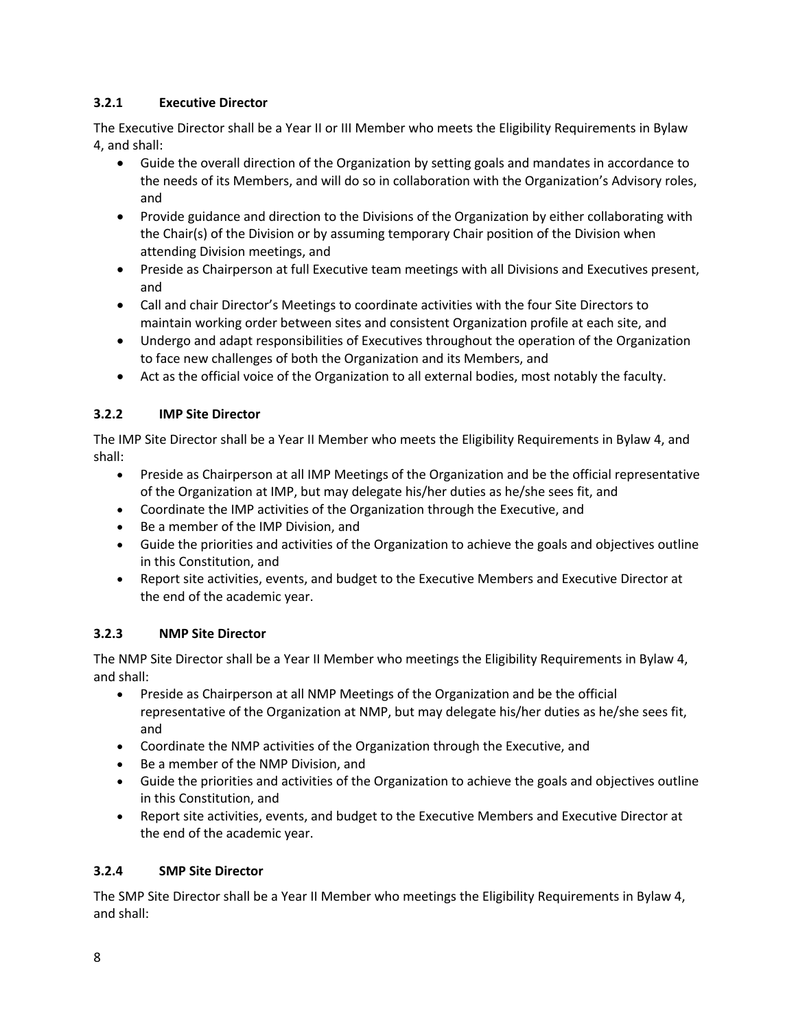#### 3.2.1 Executive Director

The Executive Director shall be a Year II or III Member who meets the Eligibility Requirements in Bylaw 4, and shall:

- Guide the overall direction of the Organization by setting goals and mandates in accordance to the needs of its Members, and will do so in collaboration with the Organization's Advisory roles, and
- Provide guidance and direction to the Divisions of the Organization by either collaborating with the Chair(s) of the Division or by assuming temporary Chair position of the Division when attending Division meetings, and
- Preside as Chairperson at full Executive team meetings with all Divisions and Executives present, and
- Call and chair Director's Meetings to coordinate activities with the four Site Directors to maintain working order between sites and consistent Organization profile at each site, and
- Undergo and adapt responsibilities of Executives throughout the operation of the Organization to face new challenges of both the Organization and its Members, and
- Act as the official voice of the Organization to all external bodies, most notably the faculty.

#### 3.2.2 IMP Site Director

The IMP Site Director shall be a Year II Member who meets the Eligibility Requirements in Bylaw 4, and shall:

- Preside as Chairperson at all IMP Meetings of the Organization and be the official representative of the Organization at IMP, but may delegate his/her duties as he/she sees fit, and
- Coordinate the IMP activities of the Organization through the Executive, and
- Be a member of the IMP Division, and
- Guide the priorities and activities of the Organization to achieve the goals and objectives outline in this Constitution, and
- Report site activities, events, and budget to the Executive Members and Executive Director at the end of the academic year.

#### 3.2.3 NMP Site Director

The NMP Site Director shall be a Year II Member who meetings the Eligibility Requirements in Bylaw 4, and shall:

- Preside as Chairperson at all NMP Meetings of the Organization and be the official representative of the Organization at NMP, but may delegate his/her duties as he/she sees fit, and
- Coordinate the NMP activities of the Organization through the Executive, and
- Be a member of the NMP Division, and
- Guide the priorities and activities of the Organization to achieve the goals and objectives outline in this Constitution, and
- Report site activities, events, and budget to the Executive Members and Executive Director at the end of the academic year.

#### 3.2.4 SMP Site Director

The SMP Site Director shall be a Year II Member who meetings the Eligibility Requirements in Bylaw 4, and shall: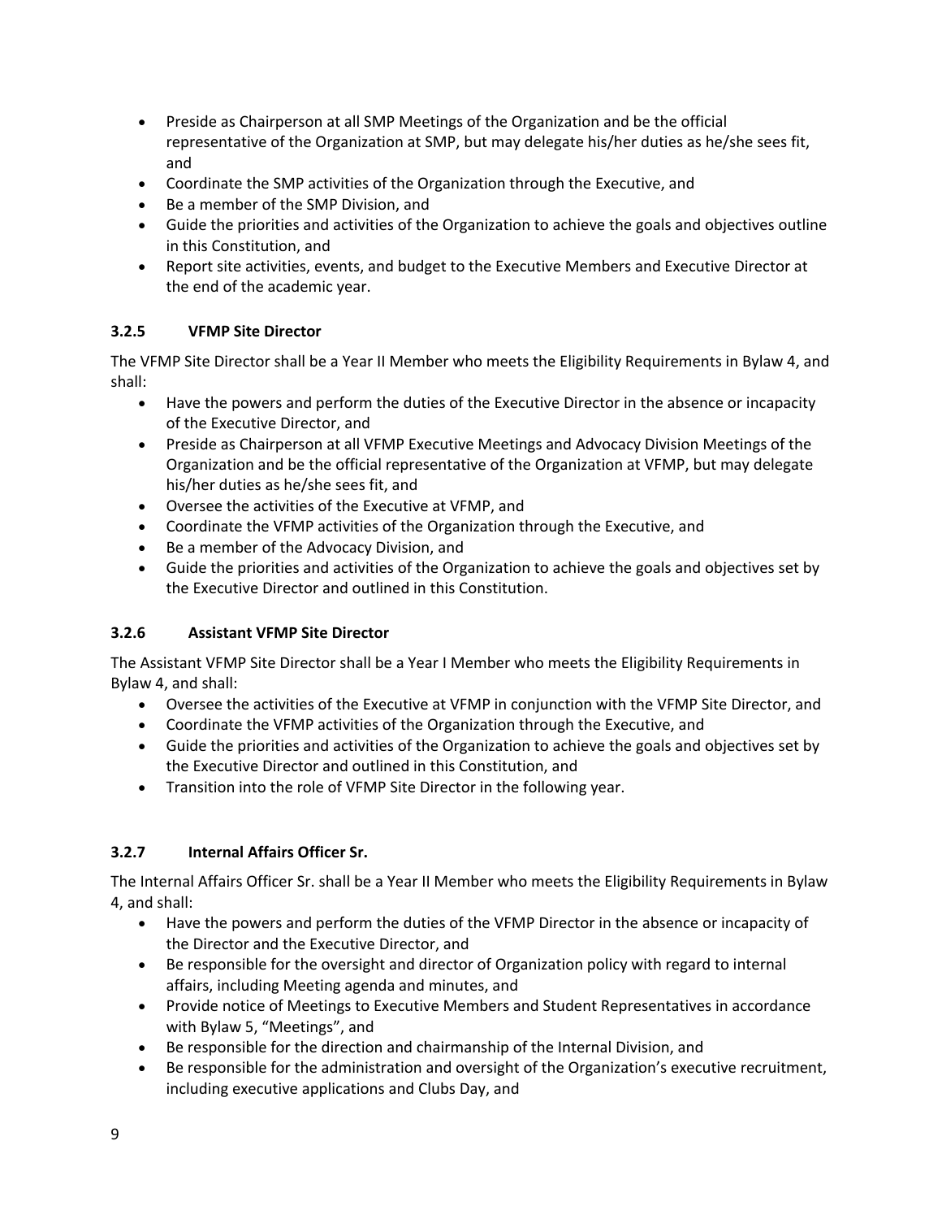- Preside as Chairperson at all SMP Meetings of the Organization and be the official representative of the Organization at SMP, but may delegate his/her duties as he/she sees fit, and
- Coordinate the SMP activities of the Organization through the Executive, and
- Be a member of the SMP Division, and
- Guide the priorities and activities of the Organization to achieve the goals and objectives outline in this Constitution, and
- Report site activities, events, and budget to the Executive Members and Executive Director at the end of the academic year.

### 3.2.5 VFMP Site Director

The VFMP Site Director shall be a Year II Member who meets the Eligibility Requirements in Bylaw 4, and shall:

- Have the powers and perform the duties of the Executive Director in the absence or incapacity of the Executive Director, and
- Preside as Chairperson at all VFMP Executive Meetings and Advocacy Division Meetings of the Organization and be the official representative of the Organization at VFMP, but may delegate his/her duties as he/she sees fit, and
- Oversee the activities of the Executive at VFMP, and
- Coordinate the VFMP activities of the Organization through the Executive, and
- Be a member of the Advocacy Division, and
- Guide the priorities and activities of the Organization to achieve the goals and objectives set by the Executive Director and outlined in this Constitution.

### 3.2.6 Assistant VFMP Site Director

The Assistant VFMP Site Director shall be a Year I Member who meets the Eligibility Requirements in Bylaw 4, and shall:

- Oversee the activities of the Executive at VFMP in conjunction with the VFMP Site Director, and
- Coordinate the VFMP activities of the Organization through the Executive, and
- Guide the priorities and activities of the Organization to achieve the goals and objectives set by the Executive Director and outlined in this Constitution, and
- Transition into the role of VFMP Site Director in the following year.

### 3.2.7 Internal Affairs Officer Sr.

The Internal Affairs Officer Sr. shall be a Year II Member who meets the Eligibility Requirements in Bylaw 4, and shall:

- Have the powers and perform the duties of the VFMP Director in the absence or incapacity of the Director and the Executive Director, and
- Be responsible for the oversight and director of Organization policy with regard to internal affairs, including Meeting agenda and minutes, and
- Provide notice of Meetings to Executive Members and Student Representatives in accordance with Bylaw 5, "Meetings", and
- Be responsible for the direction and chairmanship of the Internal Division, and
- Be responsible for the administration and oversight of the Organization's executive recruitment, including executive applications and Clubs Day, and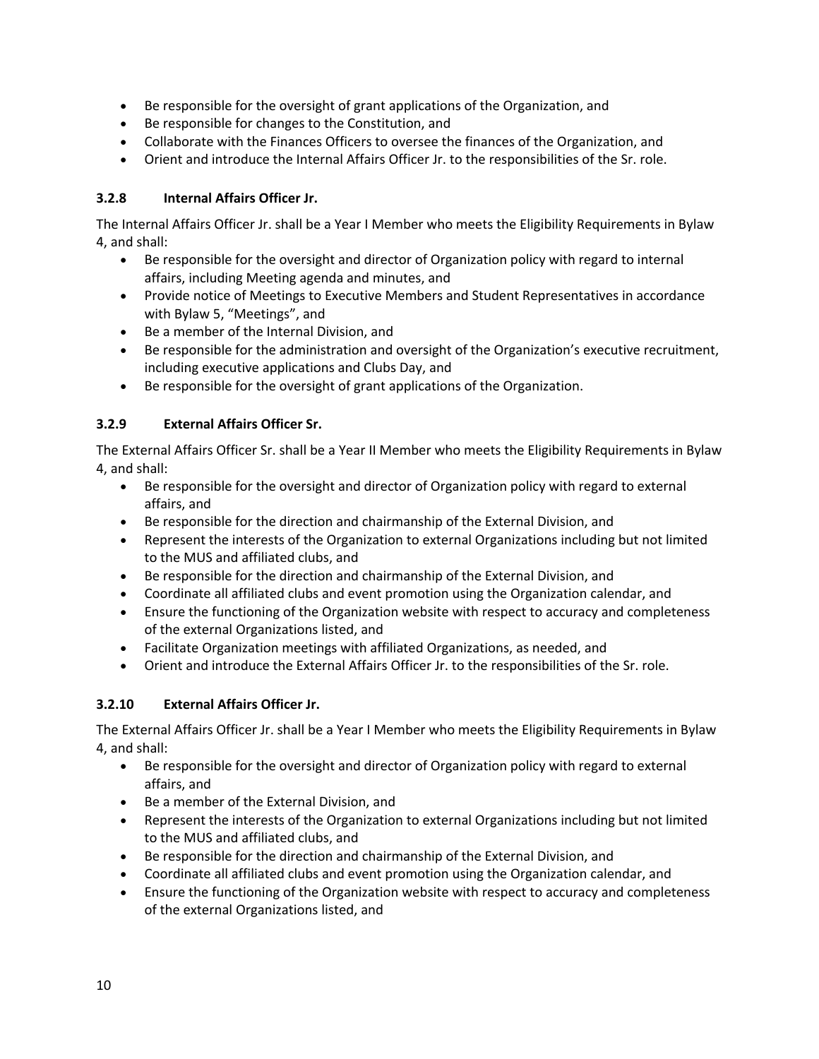- Be responsible for the oversight of grant applications of the Organization, and
- Be responsible for changes to the Constitution, and
- Collaborate with the Finances Officers to oversee the finances of the Organization, and
- Orient and introduce the Internal Affairs Officer Jr. to the responsibilities of the Sr. role.

### 3.2.8 Internal Affairs Officer Jr.

The Internal Affairs Officer Jr. shall be a Year I Member who meets the Eligibility Requirements in Bylaw 4, and shall:

- Be responsible for the oversight and director of Organization policy with regard to internal affairs, including Meeting agenda and minutes, and
- Provide notice of Meetings to Executive Members and Student Representatives in accordance with Bylaw 5, "Meetings", and
- Be a member of the Internal Division, and
- Be responsible for the administration and oversight of the Organization's executive recruitment, including executive applications and Clubs Day, and
- Be responsible for the oversight of grant applications of the Organization.

### 3.2.9 External Affairs Officer Sr.

The External Affairs Officer Sr. shall be a Year II Member who meets the Eligibility Requirements in Bylaw 4, and shall:

- Be responsible for the oversight and director of Organization policy with regard to external affairs, and
- Be responsible for the direction and chairmanship of the External Division, and
- Represent the interests of the Organization to external Organizations including but not limited to the MUS and affiliated clubs, and
- Be responsible for the direction and chairmanship of the External Division, and
- Coordinate all affiliated clubs and event promotion using the Organization calendar, and
- Ensure the functioning of the Organization website with respect to accuracy and completeness of the external Organizations listed, and
- Facilitate Organization meetings with affiliated Organizations, as needed, and
- Orient and introduce the External Affairs Officer Jr. to the responsibilities of the Sr. role.

### 3.2.10 External Affairs Officer Jr.

The External Affairs Officer Jr. shall be a Year I Member who meets the Eligibility Requirements in Bylaw 4, and shall:

- Be responsible for the oversight and director of Organization policy with regard to external affairs, and
- Be a member of the External Division, and
- Represent the interests of the Organization to external Organizations including but not limited to the MUS and affiliated clubs, and
- Be responsible for the direction and chairmanship of the External Division, and
- Coordinate all affiliated clubs and event promotion using the Organization calendar, and
- Ensure the functioning of the Organization website with respect to accuracy and completeness of the external Organizations listed, and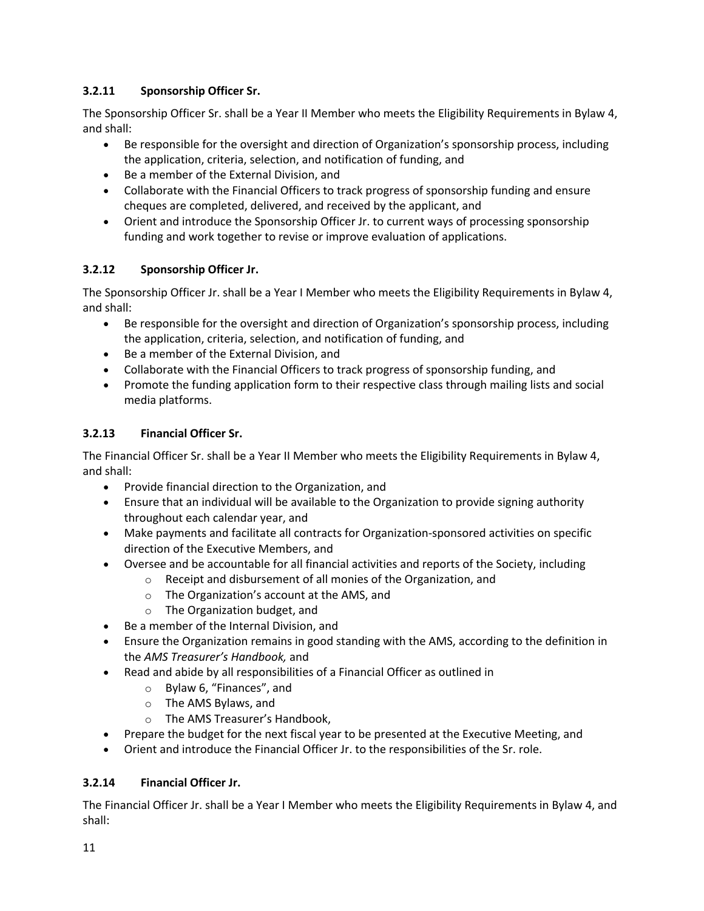### 3.2.11 Sponsorship Officer Sr.

The Sponsorship Officer Sr. shall be a Year II Member who meets the Eligibility Requirements in Bylaw 4, and shall:

- Be responsible for the oversight and direction of Organization's sponsorship process, including the application, criteria, selection, and notification of funding, and
- Be a member of the External Division, and
- Collaborate with the Financial Officers to track progress of sponsorship funding and ensure cheques are completed, delivered, and received by the applicant, and
- Orient and introduce the Sponsorship Officer Jr. to current ways of processing sponsorship funding and work together to revise or improve evaluation of applications.

### 3.2.12 Sponsorship Officer Jr.

The Sponsorship Officer Jr. shall be a Year I Member who meets the Eligibility Requirements in Bylaw 4, and shall:

- Be responsible for the oversight and direction of Organization's sponsorship process, including the application, criteria, selection, and notification of funding, and
- Be a member of the External Division, and
- Collaborate with the Financial Officers to track progress of sponsorship funding, and
- Promote the funding application form to their respective class through mailing lists and social media platforms.

### 3.2.13 Financial Officer Sr.

The Financial Officer Sr. shall be a Year II Member who meets the Eligibility Requirements in Bylaw 4, and shall:

- Provide financial direction to the Organization, and
- Ensure that an individual will be available to the Organization to provide signing authority throughout each calendar year, and
- Make payments and facilitate all contracts for Organization-sponsored activities on specific direction of the Executive Members, and
- Oversee and be accountable for all financial activities and reports of the Society, including
  - Receipt and disbursement of all monies of the Organization, and
  - The Organization's account at the AMS, and
  - The Organization budget, and
- Be a member of the Internal Division, and
- Ensure the Organization remains in good standing with the AMS, according to the definition in the *AMS Treasurer's Handbook,* and
- Read and abide by all responsibilities of a Financial Officer as outlined in
  - Bylaw 6, "Finances", and
  - The AMS Bylaws, and
  - The AMS Treasurer's Handbook,
- Prepare the budget for the next fiscal year to be presented at the Executive Meeting, and
- Orient and introduce the Financial Officer Jr. to the responsibilities of the Sr. role.

### 3.2.14 Financial Officer Jr.

The Financial Officer Jr. shall be a Year I Member who meets the Eligibility Requirements in Bylaw 4, and shall: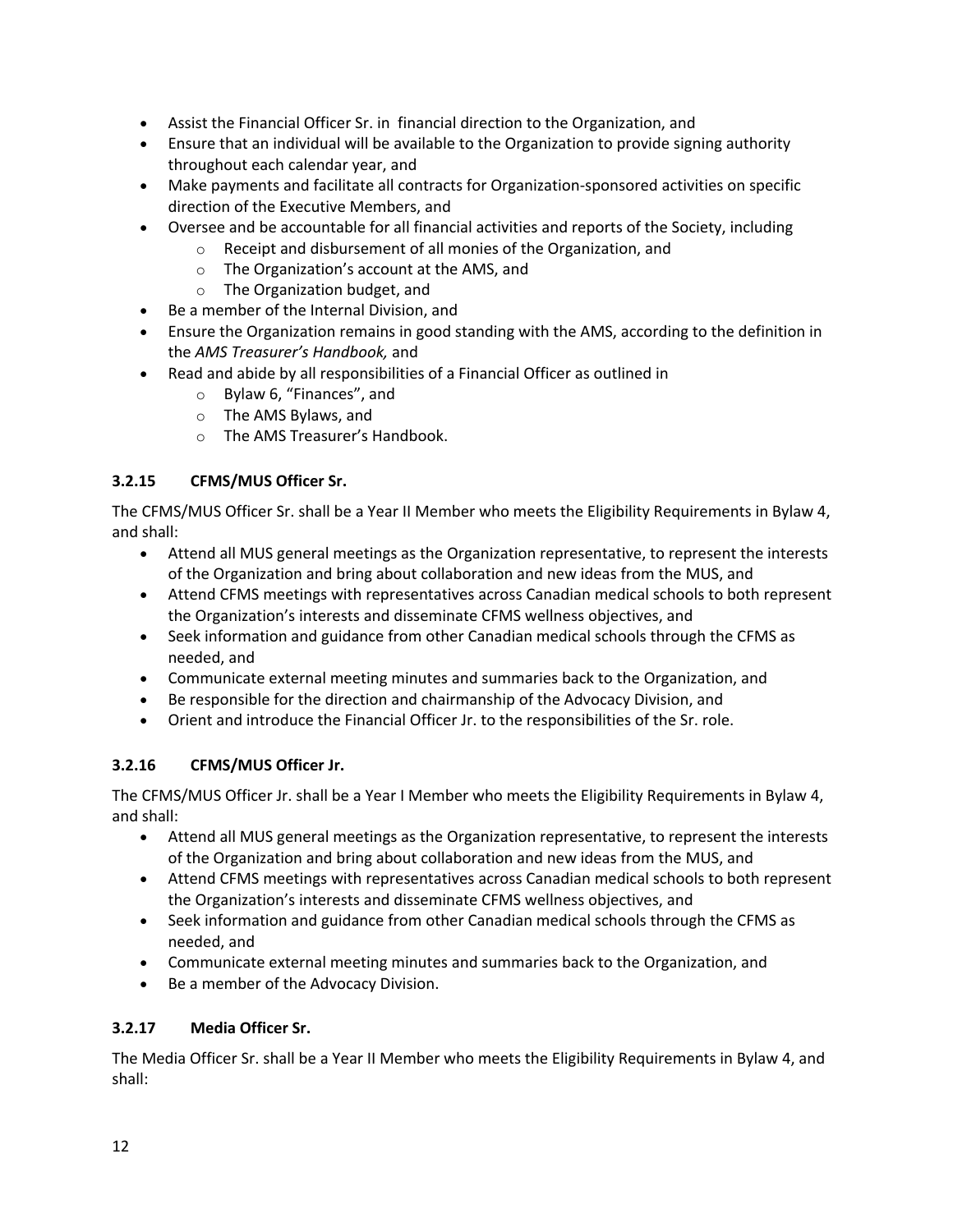- Assist the Financial Officer Sr. in  financial direction to the Organization, and
- Ensure that an individual will be available to the Organization to provide signing authority throughout each calendar year, and
- Make payments and facilitate all contracts for Organization-sponsored activities on specific direction of the Executive Members, and
- Oversee and be accountable for all financial activities and reports of the Society, including
    - Receipt and disbursement of all monies of the Organization, and
    - The Organization's account at the AMS, and
    - The Organization budget, and
- Be a member of the Internal Division, and
- Ensure the Organization remains in good standing with the AMS, according to the definition in the *AMS Treasurer's Handbook,* and
- Read and abide by all responsibilities of a Financial Officer as outlined in
    - Bylaw 6, "Finances", and
    - The AMS Bylaws, and
    - The AMS Treasurer's Handbook.

### 3.2.15 CFMS/MUS Officer Sr.

The CFMS/MUS Officer Sr. shall be a Year II Member who meets the Eligibility Requirements in Bylaw 4, and shall:

- Attend all MUS general meetings as the Organization representative, to represent the interests of the Organization and bring about collaboration and new ideas from the MUS, and
- Attend CFMS meetings with representatives across Canadian medical schools to both represent the Organization's interests and disseminate CFMS wellness objectives, and
- Seek information and guidance from other Canadian medical schools through the CFMS as needed, and
- Communicate external meeting minutes and summaries back to the Organization, and
- Be responsible for the direction and chairmanship of the Advocacy Division, and
- Orient and introduce the Financial Officer Jr. to the responsibilities of the Sr. role.

### 3.2.16 CFMS/MUS Officer Jr.

The CFMS/MUS Officer Jr. shall be a Year I Member who meets the Eligibility Requirements in Bylaw 4, and shall:

- Attend all MUS general meetings as the Organization representative, to represent the interests of the Organization and bring about collaboration and new ideas from the MUS, and
- Attend CFMS meetings with representatives across Canadian medical schools to both represent the Organization's interests and disseminate CFMS wellness objectives, and
- Seek information and guidance from other Canadian medical schools through the CFMS as needed, and
- Communicate external meeting minutes and summaries back to the Organization, and
- Be a member of the Advocacy Division.

### 3.2.17 Media Officer Sr.

The Media Officer Sr. shall be a Year II Member who meets the Eligibility Requirements in Bylaw 4, and shall: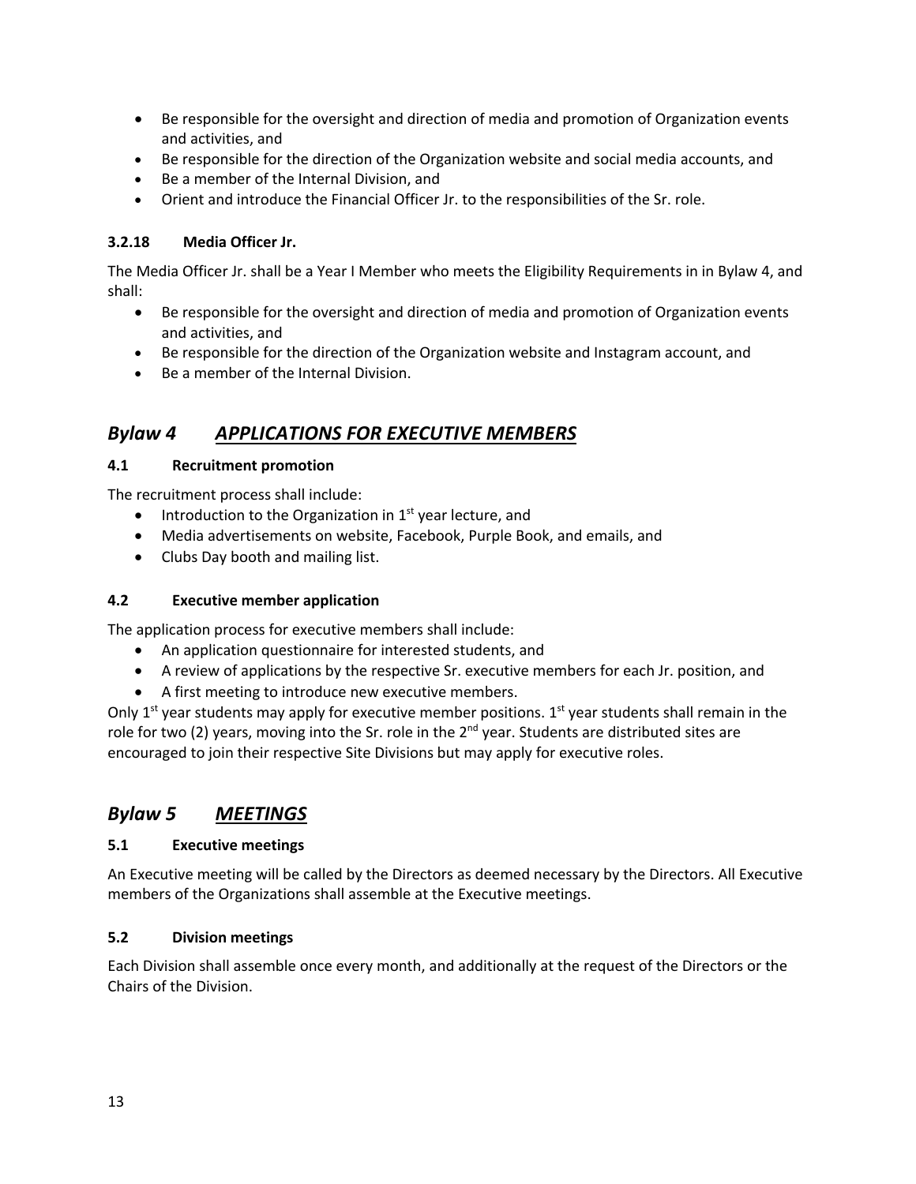- Be responsible for the oversight and direction of media and promotion of Organization events and activities, and
- Be responsible for the direction of the Organization website and social media accounts, and
- Be a member of the Internal Division, and
- Orient and introduce the Financial Officer Jr. to the responsibilities of the Sr. role.

### 3.2.18 Media Officer Jr.

The Media Officer Jr. shall be a Year I Member who meets the Eligibility Requirements in in Bylaw 4, and shall:

- Be responsible for the oversight and direction of media and promotion of Organization events and activities, and
- Be responsible for the direction of the Organization website and Instagram account, and
- Be a member of the Internal Division.

## *Bylaw 4 APPLICATIONS FOR EXECUTIVE MEMBERS*

### 4.1 Recruitment promotion

The recruitment process shall include:

- Introduction to the Organization in 1st year lecture, and
- Media advertisements on website, Facebook, Purple Book, and emails, and
- Clubs Day booth and mailing list.

### 4.2 Executive member application

The application process for executive members shall include:

- An application questionnaire for interested students, and
- A review of applications by the respective Sr. executive members for each Jr. position, and
- A first meeting to introduce new executive members.

Only 1st year students may apply for executive member positions. 1st year students shall remain in the role for two (2) years, moving into the Sr. role in the 2nd year. Students are distributed sites are encouraged to join their respective Site Divisions but may apply for executive roles.

## *Bylaw 5 MEETINGS*

### 5.1 Executive meetings

An Executive meeting will be called by the Directors as deemed necessary by the Directors. All Executive members of the Organizations shall assemble at the Executive meetings.

### 5.2 Division meetings

Each Division shall assemble once every month, and additionally at the request of the Directors or the Chairs of the Division.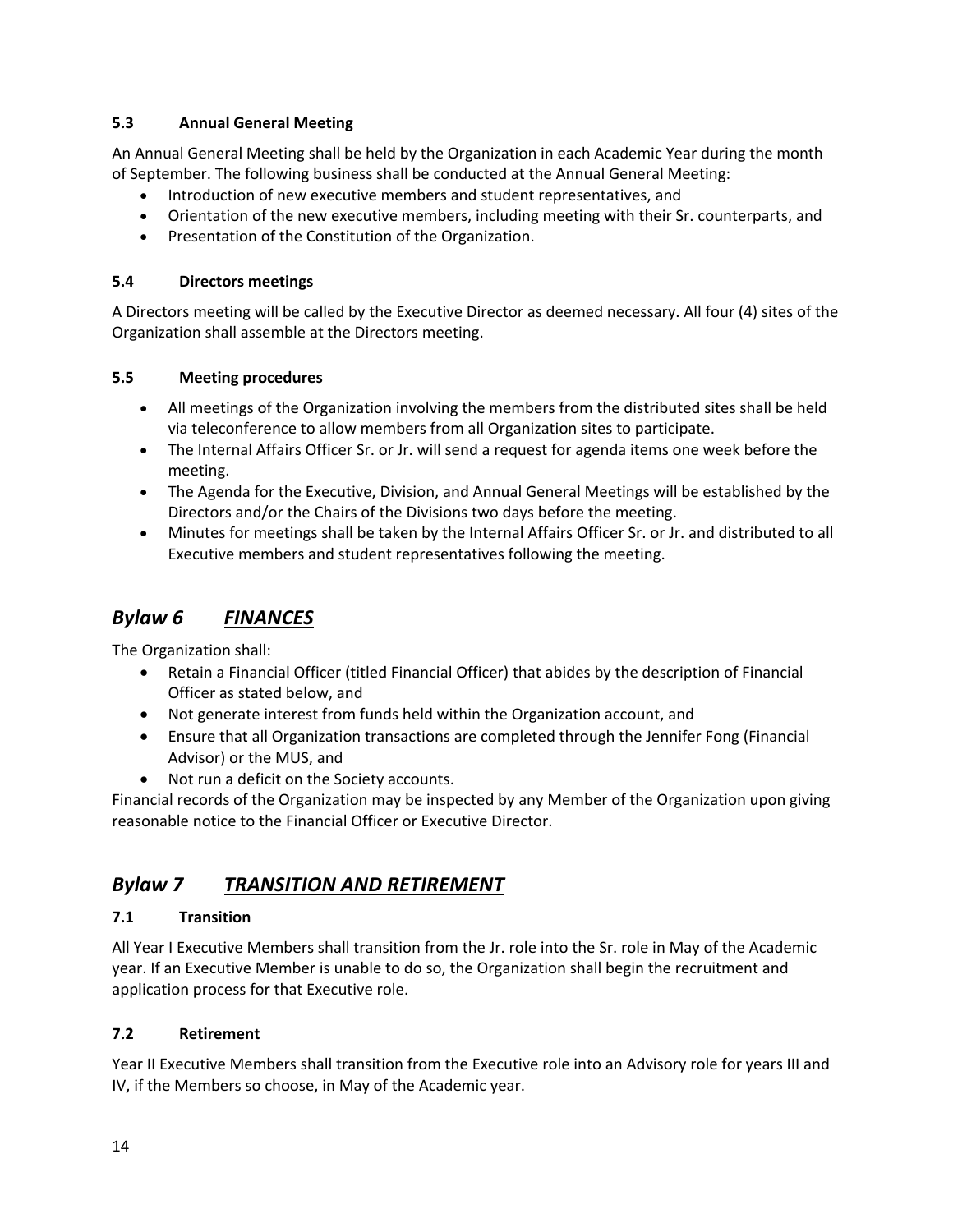### 5.3 Annual General Meeting

An Annual General Meeting shall be held by the Organization in each Academic Year during the month of September. The following business shall be conducted at the Annual General Meeting:

- Introduction of new executive members and student representatives, and
- Orientation of the new executive members, including meeting with their Sr. counterparts, and
- Presentation of the Constitution of the Organization.

### 5.4 Directors meetings

A Directors meeting will be called by the Executive Director as deemed necessary. All four (4) sites of the Organization shall assemble at the Directors meeting.

### 5.5 Meeting procedures

- All meetings of the Organization involving the members from the distributed sites shall be held via teleconference to allow members from all Organization sites to participate.
- The Internal Affairs Officer Sr. or Jr. will send a request for agenda items one week before the meeting.
- The Agenda for the Executive, Division, and Annual General Meetings will be established by the Directors and/or the Chairs of the Divisions two days before the meeting.
- Minutes for meetings shall be taken by the Internal Affairs Officer Sr. or Jr. and distributed to all Executive members and student representatives following the meeting.

## *Bylaw 6 <u>FINANCES</u>*

The Organization shall:

- Retain a Financial Officer (titled Financial Officer) that abides by the description of Financial Officer as stated below, and
- Not generate interest from funds held within the Organization account, and
- Ensure that all Organization transactions are completed through the Jennifer Fong (Financial Advisor) or the MUS, and
- Not run a deficit on the Society accounts.

Financial records of the Organization may be inspected by any Member of the Organization upon giving reasonable notice to the Financial Officer or Executive Director.

## *Bylaw 7 <u>TRANSITION AND RETIREMENT</u>*

### 7.1 Transition

All Year I Executive Members shall transition from the Jr. role into the Sr. role in May of the Academic year. If an Executive Member is unable to do so, the Organization shall begin the recruitment and application process for that Executive role.

### 7.2 Retirement

Year II Executive Members shall transition from the Executive role into an Advisory role for years III and IV, if the Members so choose, in May of the Academic year.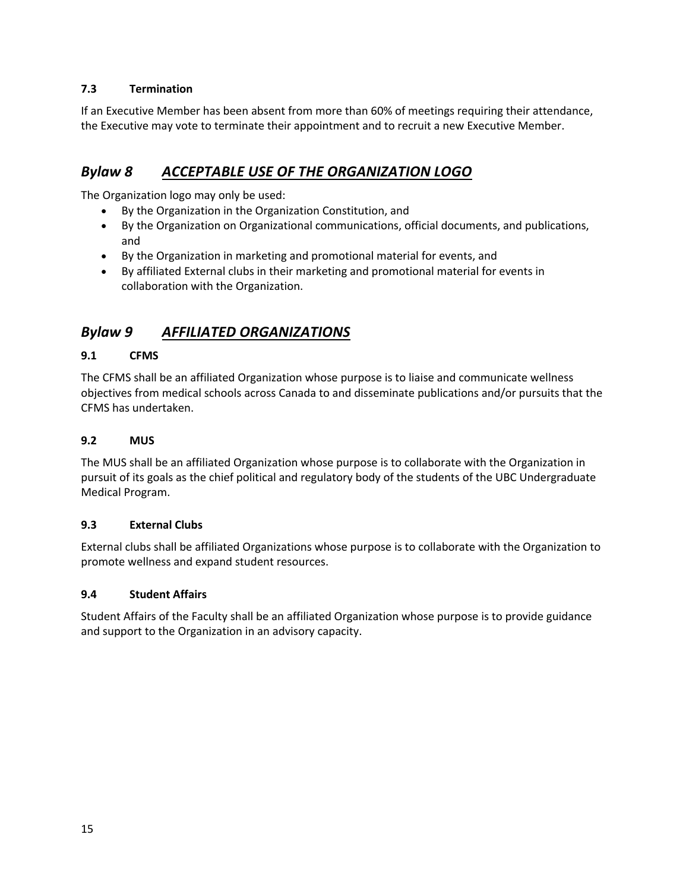### 7.3 Termination

If an Executive Member has been absent from more than 60% of meetings requiring their attendance, the Executive may vote to terminate their appointment and to recruit a new Executive Member.

## *Bylaw 8 <u>ACCEPTABLE USE OF THE ORGANIZATION LOGO</u>*

The Organization logo may only be used:

- By the Organization in the Organization Constitution, and
- By the Organization on Organizational communications, official documents, and publications, and
- By the Organization in marketing and promotional material for events, and
- By affiliated External clubs in their marketing and promotional material for events in collaboration with the Organization.

## *Bylaw 9 <u>AFFILIATED ORGANIZATIONS</u>*

### 9.1 CFMS

The CFMS shall be an affiliated Organization whose purpose is to liaise and communicate wellness objectives from medical schools across Canada to and disseminate publications and/or pursuits that the CFMS has undertaken.

### 9.2 MUS

The MUS shall be an affiliated Organization whose purpose is to collaborate with the Organization in pursuit of its goals as the chief political and regulatory body of the students of the UBC Undergraduate Medical Program.

### 9.3 External Clubs

External clubs shall be affiliated Organizations whose purpose is to collaborate with the Organization to promote wellness and expand student resources.

### 9.4 Student Affairs

Student Affairs of the Faculty shall be an affiliated Organization whose purpose is to provide guidance and support to the Organization in an advisory capacity.